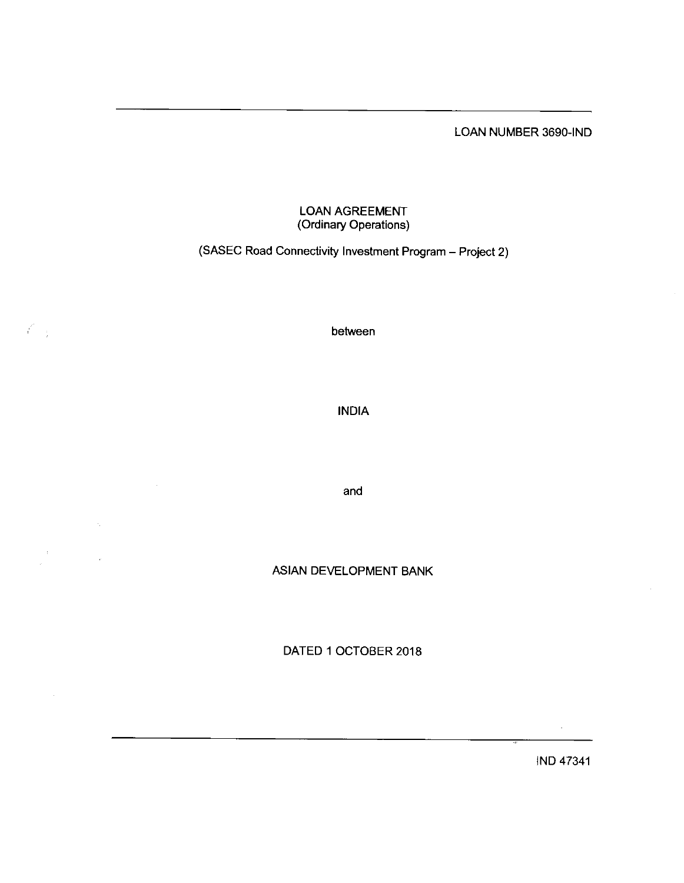LOAN NUMBER 3690-IND

# LOAN AGREEMENT
(Ordinary Operations)

(SASEC Road Connectivity Investment Program – Project 2)

between

INDIA

and

ASIAN DEVELOPMENT BANK

DATED 1 OCTOBER 2018

IND 47341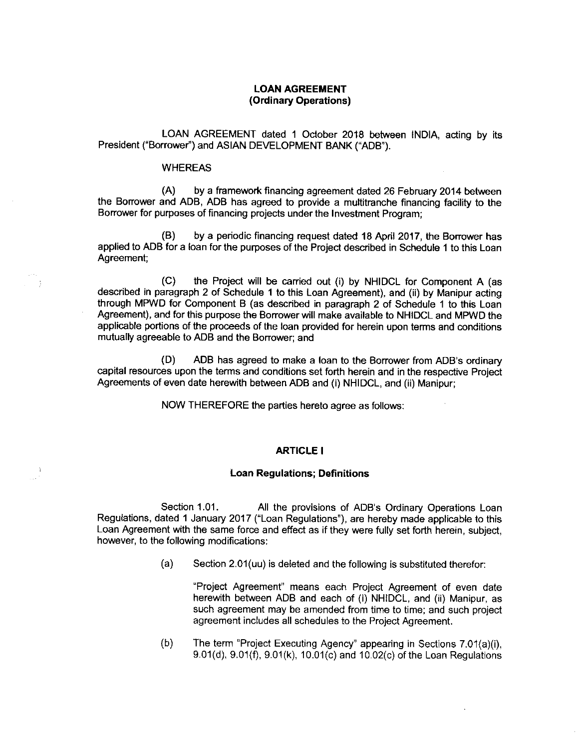# LOAN AGREEMENT
## (Ordinary Operations)

LOAN AGREEMENT dated 1 October 2018 between INDIA, acting by its President ("Borrower") and ASIAN DEVELOPMENT BANK ("ADB").

WHEREAS

(A) by a framework financing agreement dated 26 February 2014 between the Borrower and ADB, ADB has agreed to provide a multitranche financing facility to the Borrower for purposes of financing projects under the Investment Program;

(B) by a periodic financing request dated 18 April 2017, the Borrower has applied to ADB for a loan for the purposes of the Project described in Schedule 1 to this Loan Agreement;

(C) the Project will be carried out (i) by NHIDCL for Component A (as described in paragraph 2 of Schedule 1 to this Loan Agreement), and (ii) by Manipur acting through MPWD for Component B (as described in paragraph 2 of Schedule 1 to this Loan Agreement), and for this purpose the Borrower will make available to NHIDCL and MPWD the applicable portions of the proceeds of the loan provided for herein upon terms and conditions mutually agreeable to ADB and the Borrower; and

(D) ADB has agreed to make a loan to the Borrower from ADB's ordinary capital resources upon the terms and conditions set forth herein and in the respective Project Agreements of even date herewith between ADB and (i) NHIDCL, and (ii) Manipur;

NOW THEREFORE the parties hereto agree as follows:

## ARTICLE I

### Loan Regulations; Definitions

Section 1.01. All the provisions of ADB's Ordinary Operations Loan Regulations, dated 1 January 2017 ("Loan Regulations"), are hereby made applicable to this Loan Agreement with the same force and effect as if they were fully set forth herein, subject, however, to the following modifications:

(a) Section 2.01(uu) is deleted and the following is substituted therefor:

"Project Agreement" means each Project Agreement of even date herewith between ADB and each of (i) NHIDCL, and (ii) Manipur, as such agreement may be amended from time to time; and such project agreement includes all schedules to the Project Agreement.

(b) The term "Project Executing Agency" appearing in Sections 7.01(a)(i), 9.01(d), 9.01(f), 9.01(k), 10.01(c) and 10.02(c) of the Loan Regulations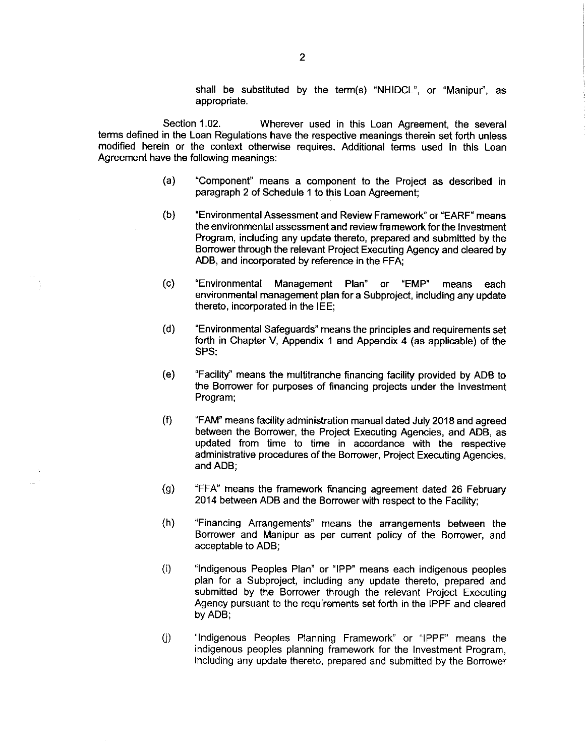shall be substituted by the term(s) "NHIDCL", or "Manipur", as appropriate.

Section 1.02. Wherever used in this Loan Agreement, the several terms defined in the Loan Regulations have the respective meanings therein set forth unless modified herein or the context otherwise requires. Additional terms used in this Loan Agreement have the following meanings:

(a) "Component" means a component to the Project as described in paragraph 2 of Schedule 1 to this Loan Agreement;

(b) "Environmental Assessment and Review Framework" or "EARF" means the environmental assessment and review framework for the Investment Program, including any update thereto, prepared and submitted by the Borrower through the relevant Project Executing Agency and cleared by ADB, and incorporated by reference in the FFA;

(c) "Environmental Management Plan" or "EMP" means each environmental management plan for a Subproject, including any update thereto, incorporated in the IEE;

(d) "Environmental Safeguards" means the principles and requirements set forth in Chapter V, Appendix 1 and Appendix 4 (as applicable) of the SPS;

(e) "Facility" means the multitranche financing facility provided by ADB to the Borrower for purposes of financing projects under the Investment Program;

(f) "FAM" means facility administration manual dated July 2018 and agreed between the Borrower, the Project Executing Agencies, and ADB, as updated from time to time in accordance with the respective administrative procedures of the Borrower, Project Executing Agencies, and ADB;

(g) "FFA" means the framework financing agreement dated 26 February 2014 between ADB and the Borrower with respect to the Facility;

(h) "Financing Arrangements" means the arrangements between the Borrower and Manipur as per current policy of the Borrower, and acceptable to ADB;

(i) "Indigenous Peoples Plan" or "IPP" means each indigenous peoples plan for a Subproject, including any update thereto, prepared and submitted by the Borrower through the relevant Project Executing Agency pursuant to the requirements set forth in the IPPF and cleared by ADB;

(j) "Indigenous Peoples Planning Framework" or "IPPF" means the indigenous peoples planning framework for the Investment Program, including any update thereto, prepared and submitted by the Borrower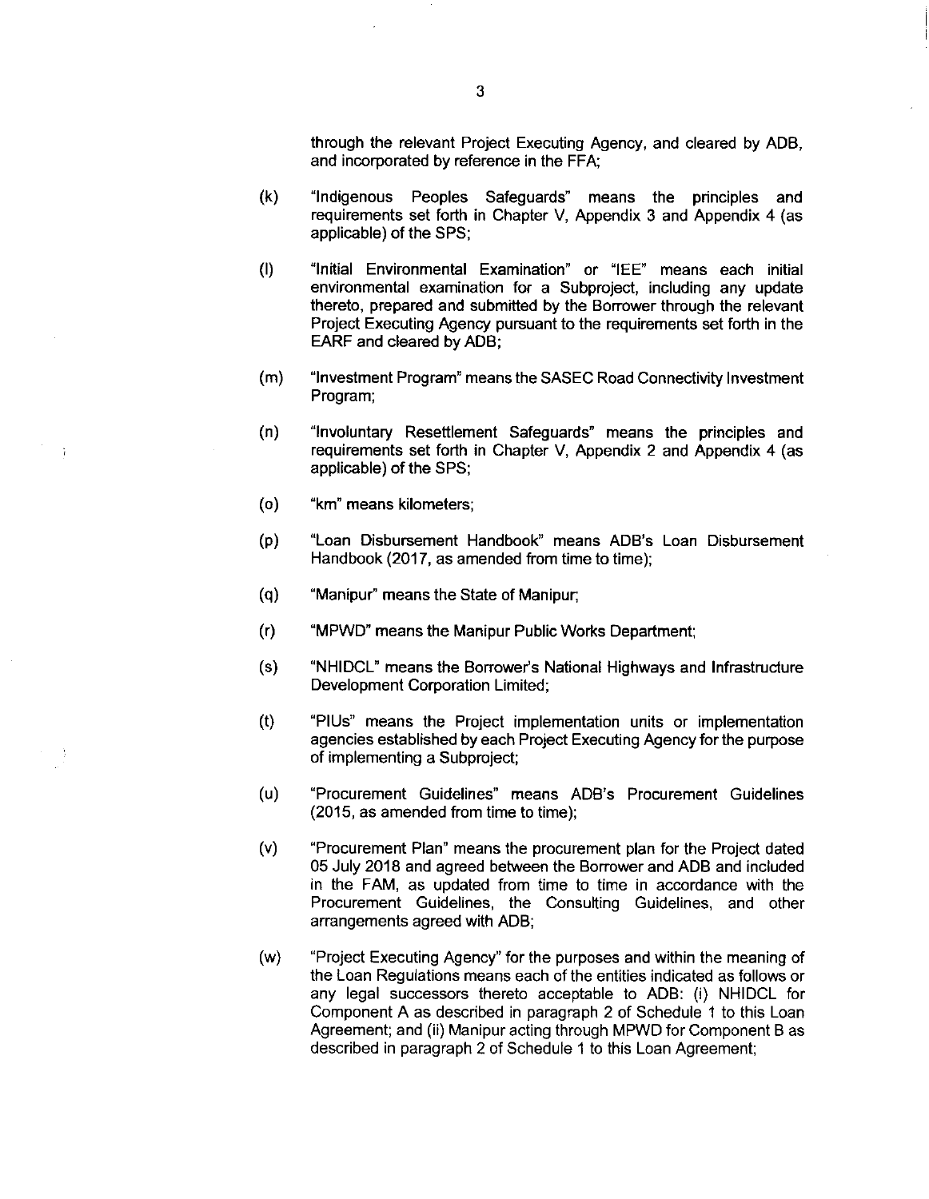through the relevant Project Executing Agency, and cleared by ADB, and incorporated by reference in the FFA;

(k) "Indigenous Peoples Safeguards" means the principles and requirements set forth in Chapter V, Appendix 3 and Appendix 4 (as applicable) of the SPS;

(l) "Initial Environmental Examination" or "IEE" means each initial environmental examination for a Subproject, including any update thereto, prepared and submitted by the Borrower through the relevant Project Executing Agency pursuant to the requirements set forth in the EARF and cleared by ADB;

(m) "Investment Program" means the SASEC Road Connectivity Investment Program;

(n) "Involuntary Resettlement Safeguards" means the principles and requirements set forth in Chapter V, Appendix 2 and Appendix 4 (as applicable) of the SPS;

(o) "km" means kilometers;

(p) "Loan Disbursement Handbook" means ADB's Loan Disbursement Handbook (2017, as amended from time to time);

(q) "Manipur" means the State of Manipur;

(r) "MPWD" means the Manipur Public Works Department;

(s) "NHIDCL" means the Borrower's National Highways and Infrastructure Development Corporation Limited;

(t) "PIUs" means the Project implementation units or implementation agencies established by each Project Executing Agency for the purpose of implementing a Subproject;

(u) "Procurement Guidelines" means ADB's Procurement Guidelines (2015, as amended from time to time);

(v) "Procurement Plan" means the procurement plan for the Project dated 05 July 2018 and agreed between the Borrower and ADB and included in the FAM, as updated from time to time in accordance with the Procurement Guidelines, the Consulting Guidelines, and other arrangements agreed with ADB;

(w) "Project Executing Agency" for the purposes and within the meaning of the Loan Regulations means each of the entities indicated as follows or any legal successors thereto acceptable to ADB: (i) NHIDCL for Component A as described in paragraph 2 of Schedule 1 to this Loan Agreement; and (ii) Manipur acting through MPWD for Component B as described in paragraph 2 of Schedule 1 to this Loan Agreement;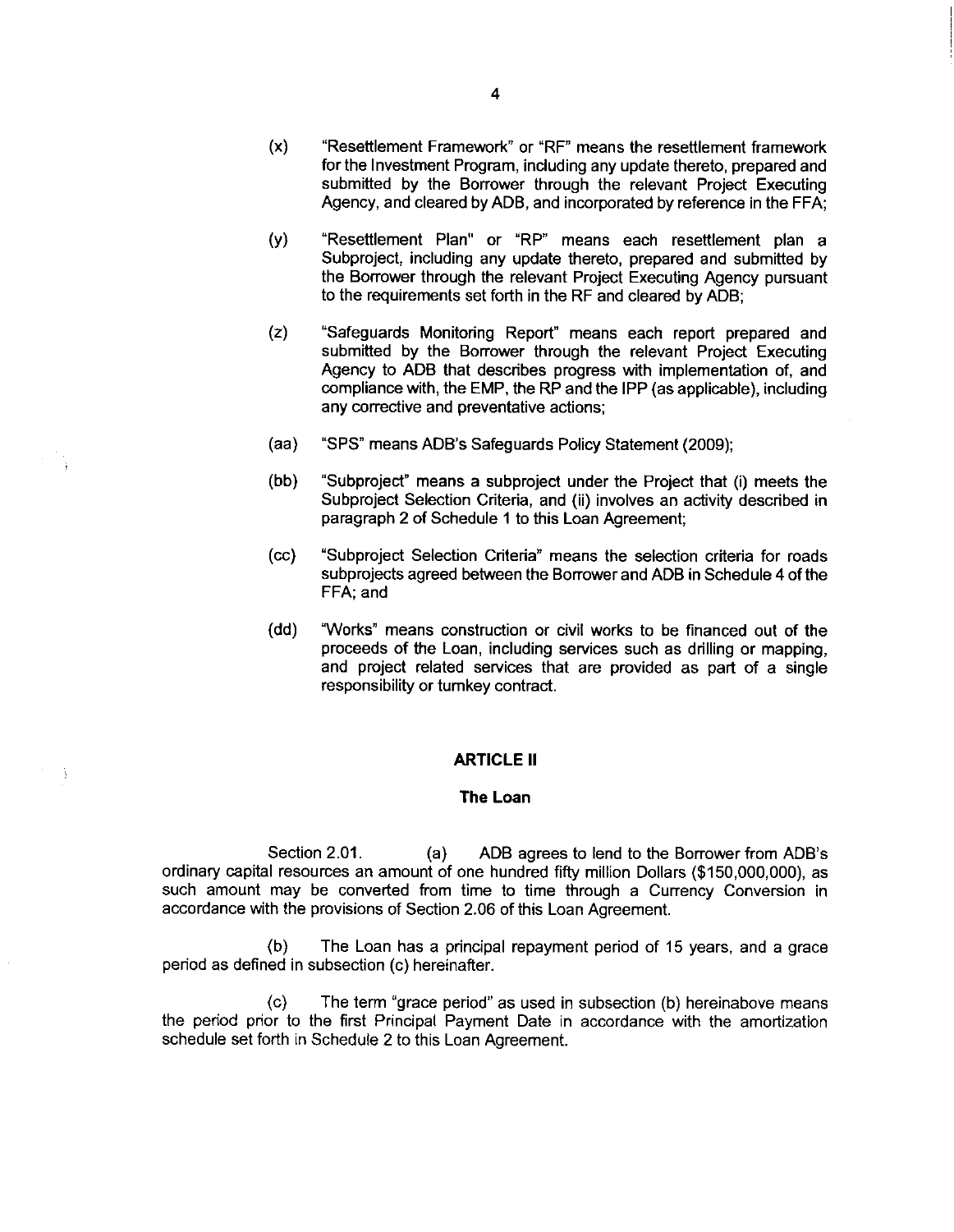(x) "Resettlement Framework" or "RF" means the resettlement framework for the Investment Program, including any update thereto, prepared and submitted by the Borrower through the relevant Project Executing Agency, and cleared by ADB, and incorporated by reference in the FFA;

(y) "Resettlement Plan" or "RP" means each resettlement plan a Subproject, including any update thereto, prepared and submitted by the Borrower through the relevant Project Executing Agency pursuant to the requirements set forth in the RF and cleared by ADB;

(z) "Safeguards Monitoring Report" means each report prepared and submitted by the Borrower through the relevant Project Executing Agency to ADB that describes progress with implementation of, and compliance with, the EMP, the RP and the IPP (as applicable), including any corrective and preventative actions;

(aa) "SPS" means ADB's Safeguards Policy Statement (2009);

(bb) "Subproject" means a subproject under the Project that (i) meets the Subproject Selection Criteria, and (ii) involves an activity described in paragraph 2 of Schedule 1 to this Loan Agreement;

(cc) "Subproject Selection Criteria" means the selection criteria for roads subprojects agreed between the Borrower and ADB in Schedule 4 of the FFA; and

(dd) "Works" means construction or civil works to be financed out of the proceeds of the Loan, including services such as drilling or mapping, and project related services that are provided as part of a single responsibility or turnkey contract.

## ARTICLE II

### The Loan

Section 2.01. (a) ADB agrees to lend to the Borrower from ADB's ordinary capital resources an amount of one hundred fifty million Dollars ($150,000,000), as such amount may be converted from time to time through a Currency Conversion in accordance with the provisions of Section 2.06 of this Loan Agreement.

(b) The Loan has a principal repayment period of 15 years, and a grace period as defined in subsection (c) hereinafter.

(c) The term "grace period" as used in subsection (b) hereinabove means the period prior to the first Principal Payment Date in accordance with the amortization schedule set forth in Schedule 2 to this Loan Agreement.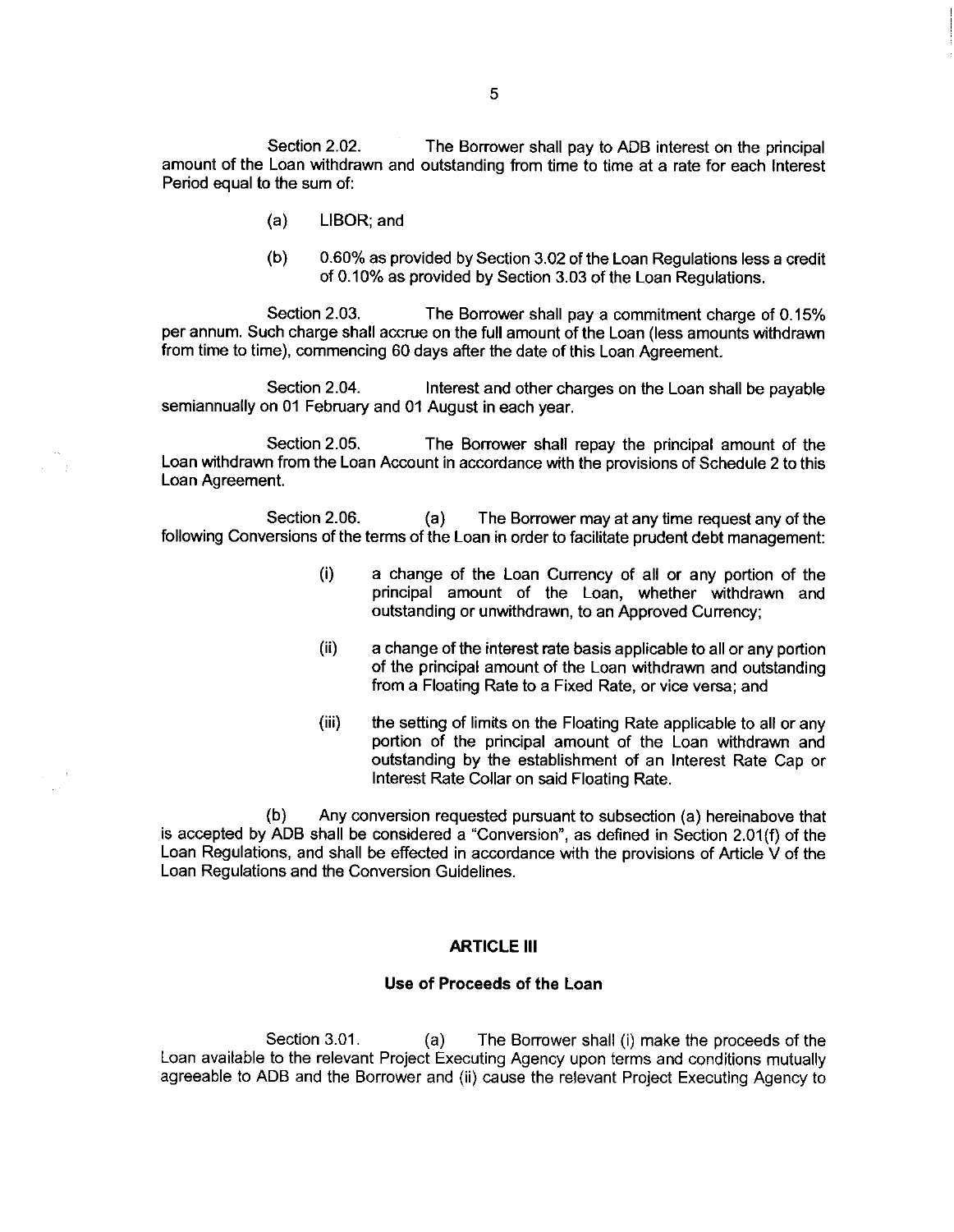Section 2.02. The Borrower shall pay to ADB interest on the principal amount of the Loan withdrawn and outstanding from time to time at a rate for each Interest Period equal to the sum of:

(a) LIBOR; and

(b) 0.60% as provided by Section 3.02 of the Loan Regulations less a credit of 0.10% as provided by Section 3.03 of the Loan Regulations.

Section 2.03. The Borrower shall pay a commitment charge of 0.15% per annum. Such charge shall accrue on the full amount of the Loan (less amounts withdrawn from time to time), commencing 60 days after the date of this Loan Agreement.

Section 2.04. Interest and other charges on the Loan shall be payable semiannually on 01 February and 01 August in each year.

Section 2.05. The Borrower shall repay the principal amount of the Loan withdrawn from the Loan Account in accordance with the provisions of Schedule 2 to this Loan Agreement.

Section 2.06. (a) The Borrower may at any time request any of the following Conversions of the terms of the Loan in order to facilitate prudent debt management:

(i) a change of the Loan Currency of all or any portion of the principal amount of the Loan, whether withdrawn and outstanding or unwithdrawn, to an Approved Currency;

(ii) a change of the interest rate basis applicable to all or any portion of the principal amount of the Loan withdrawn and outstanding from a Floating Rate to a Fixed Rate, or vice versa; and

(iii) the setting of limits on the Floating Rate applicable to all or any portion of the principal amount of the Loan withdrawn and outstanding by the establishment of an Interest Rate Cap or Interest Rate Collar on said Floating Rate.

(b) Any conversion requested pursuant to subsection (a) hereinabove that is accepted by ADB shall be considered a "Conversion", as defined in Section 2.01(f) of the Loan Regulations, and shall be effected in accordance with the provisions of Article V of the Loan Regulations and the Conversion Guidelines.

## ARTICLE III

### Use of Proceeds of the Loan

Section 3.01. (a) The Borrower shall (i) make the proceeds of the Loan available to the relevant Project Executing Agency upon terms and conditions mutually agreeable to ADB and the Borrower and (ii) cause the relevant Project Executing Agency to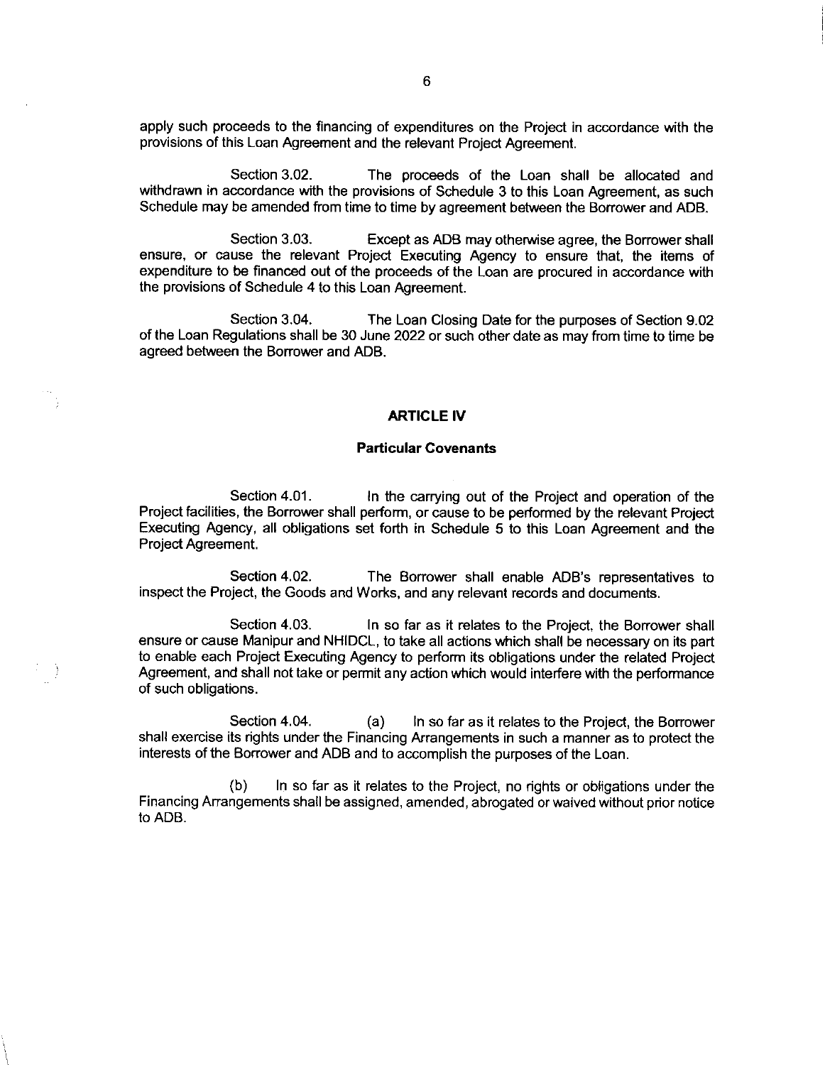apply such proceeds to the financing of expenditures on the Project in accordance with the provisions of this Loan Agreement and the relevant Project Agreement.

Section 3.02. The proceeds of the Loan shall be allocated and withdrawn in accordance with the provisions of Schedule 3 to this Loan Agreement, as such Schedule may be amended from time to time by agreement between the Borrower and ADB.

Section 3.03. Except as ADB may otherwise agree, the Borrower shall ensure, or cause the relevant Project Executing Agency to ensure that, the items of expenditure to be financed out of the proceeds of the Loan are procured in accordance with the provisions of Schedule 4 to this Loan Agreement.

Section 3.04. The Loan Closing Date for the purposes of Section 9.02 of the Loan Regulations shall be 30 June 2022 or such other date as may from time to time be agreed between the Borrower and ADB.

## ARTICLE IV

### Particular Covenants

Section 4.01. In the carrying out of the Project and operation of the Project facilities, the Borrower shall perform, or cause to be performed by the relevant Project Executing Agency, all obligations set forth in Schedule 5 to this Loan Agreement and the Project Agreement.

Section 4.02. The Borrower shall enable ADB's representatives to inspect the Project, the Goods and Works, and any relevant records and documents.

Section 4.03. In so far as it relates to the Project, the Borrower shall ensure or cause Manipur and NHIDCL, to take all actions which shall be necessary on its part to enable each Project Executing Agency to perform its obligations under the related Project Agreement, and shall not take or permit any action which would interfere with the performance of such obligations.

Section 4.04. (a) In so far as it relates to the Project, the Borrower shall exercise its rights under the Financing Arrangements in such a manner as to protect the interests of the Borrower and ADB and to accomplish the purposes of the Loan.

(b) In so far as it relates to the Project, no rights or obligations under the Financing Arrangements shall be assigned, amended, abrogated or waived without prior notice to ADB.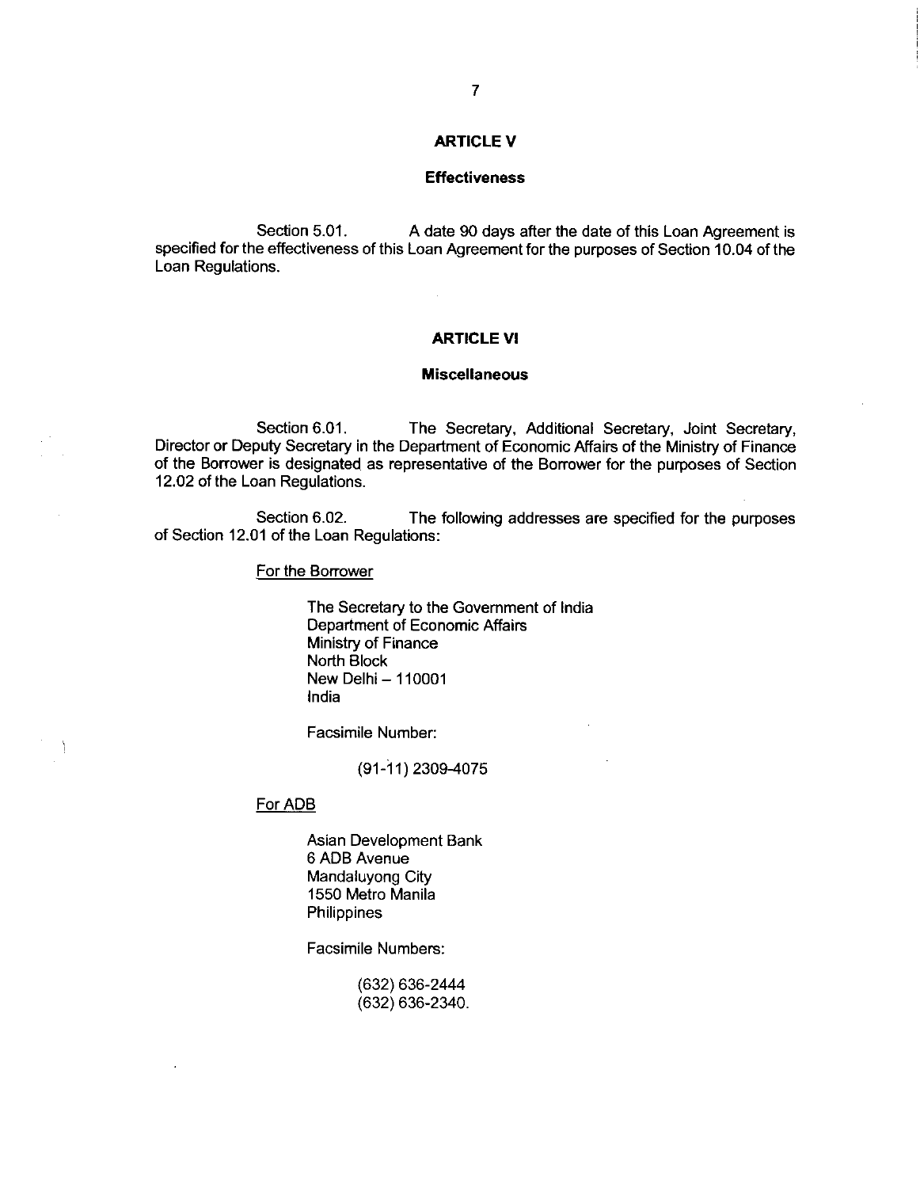## ARTICLE V

### Effectiveness

Section 5.01. A date 90 days after the date of this Loan Agreement is specified for the effectiveness of this Loan Agreement for the purposes of Section 10.04 of the Loan Regulations.

## ARTICLE VI

### Miscellaneous

Section 6.01. The Secretary, Additional Secretary, Joint Secretary, Director or Deputy Secretary in the Department of Economic Affairs of the Ministry of Finance of the Borrower is designated as representative of the Borrower for the purposes of Section 12.02 of the Loan Regulations.

Section 6.02. The following addresses are specified for the purposes of Section 12.01 of the Loan Regulations:

For the Borrower

The Secretary to the Government of India
Department of Economic Affairs
Ministry of Finance
North Block
New Delhi – 110001
India

Facsimile Number:

(91-11) 2309-4075

For ADB

Asian Development Bank
6 ADB Avenue
Mandaluyong City
1550 Metro Manila
Philippines

Facsimile Numbers:

(632) 636-2444
(632) 636-2340.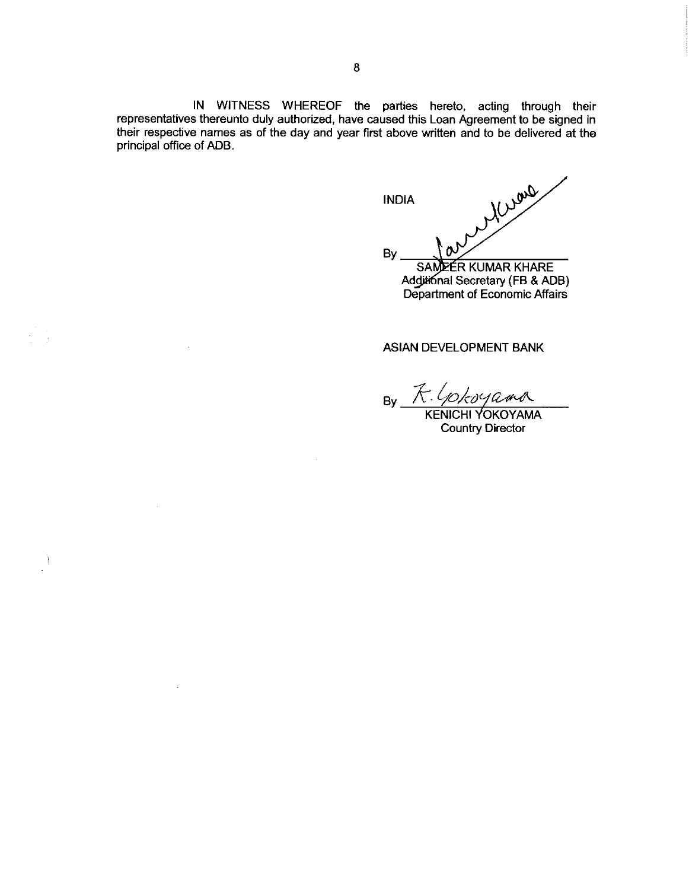IN WITNESS WHEREOF the parties hereto, acting through their representatives thereunto duly authorized, have caused this Loan Agreement to be signed in their respective names as of the day and year first above written and to be delivered at the principal office of ADB.

INDIA

By ______________________
SAMEER KUMAR KHARE
Additional Secretary (FB & ADB)
Department of Economic Affairs

ASIAN DEVELOPMENT BANK

By ______________________
KENICHI YOKOYAMA
Country Director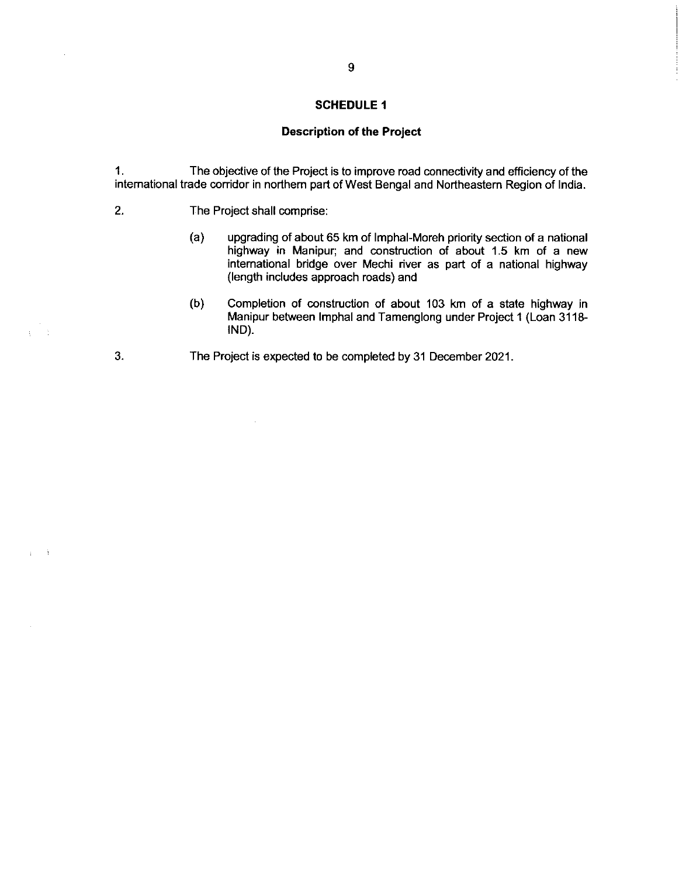## SCHEDULE 1

### Description of the Project

1. The objective of the Project is to improve road connectivity and efficiency of the international trade corridor in northern part of West Bengal and Northeastern Region of India.

2. The Project shall comprise:

    (a) upgrading of about 65 km of Imphal-Moreh priority section of a national highway in Manipur; and construction of about 1.5 km of a new international bridge over Mechi river as part of a national highway (length includes approach roads) and

    (b) Completion of construction of about 103 km of a state highway in Manipur between Imphal and Tamenglong under Project 1 (Loan 3118-IND).

3. The Project is expected to be completed by 31 December 2021.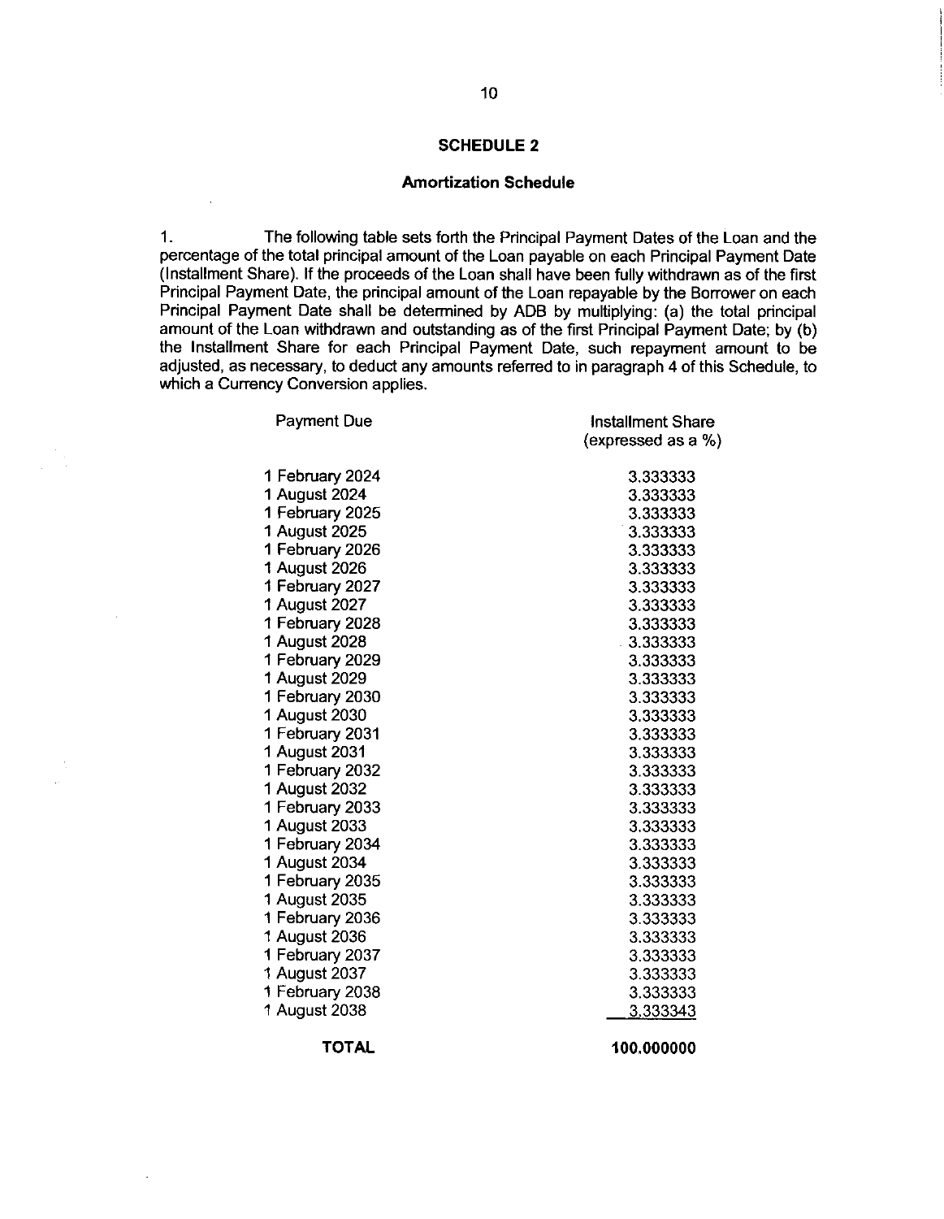## SCHEDULE 2

### Amortization Schedule

1. The following table sets forth the Principal Payment Dates of the Loan and the percentage of the total principal amount of the Loan payable on each Principal Payment Date (Installment Share). If the proceeds of the Loan shall have been fully withdrawn as of the first Principal Payment Date, the principal amount of the Loan repayable by the Borrower on each Principal Payment Date shall be determined by ADB by multiplying: (a) the total principal amount of the Loan withdrawn and outstanding as of the first Principal Payment Date; by (b) the Installment Share for each Principal Payment Date, such repayment amount to be adjusted, as necessary, to deduct any amounts referred to in paragraph 4 of this Schedule, to which a Currency Conversion applies.

| Payment Due | Installment Share (expressed as a %) |
|---|---|
| 1 February 2024 | 3.333333 |
| 1 August 2024 | 3.333333 |
| 1 February 2025 | 3.333333 |
| 1 August 2025 | 3.333333 |
| 1 February 2026 | 3.333333 |
| 1 August 2026 | 3.333333 |
| 1 February 2027 | 3.333333 |
| 1 August 2027 | 3.333333 |
| 1 February 2028 | 3.333333 |
| 1 August 2028 | 3.333333 |
| 1 February 2029 | 3.333333 |
| 1 August 2029 | 3.333333 |
| 1 February 2030 | 3.333333 |
| 1 August 2030 | 3.333333 |
| 1 February 2031 | 3.333333 |
| 1 August 2031 | 3.333333 |
| 1 February 2032 | 3.333333 |
| 1 August 2032 | 3.333333 |
| 1 February 2033 | 3.333333 |
| 1 August 2033 | 3.333333 |
| 1 February 2034 | 3.333333 |
| 1 August 2034 | 3.333333 |
| 1 February 2035 | 3.333333 |
| 1 August 2035 | 3.333333 |
| 1 February 2036 | 3.333333 |
| 1 August 2036 | 3.333333 |
| 1 February 2037 | 3.333333 |
| 1 August 2037 | 3.333333 |
| 1 February 2038 | 3.333333 |
| 1 August 2038 | 3.333343 |
| **TOTAL** | **100.000000** |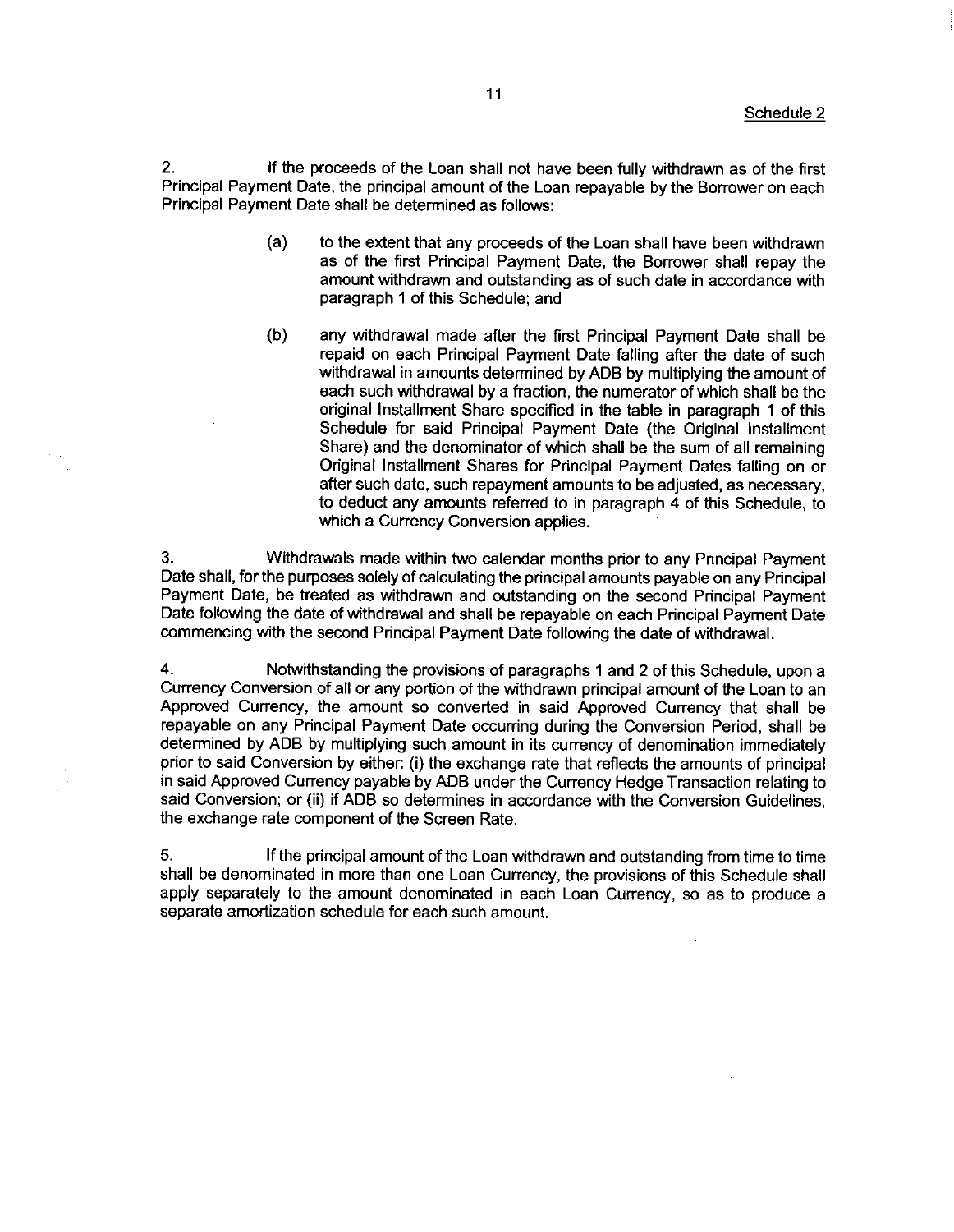2. If the proceeds of the Loan shall not have been fully withdrawn as of the first Principal Payment Date, the principal amount of the Loan repayable by the Borrower on each Principal Payment Date shall be determined as follows:

(a) to the extent that any proceeds of the Loan shall have been withdrawn as of the first Principal Payment Date, the Borrower shall repay the amount withdrawn and outstanding as of such date in accordance with paragraph 1 of this Schedule; and

(b) any withdrawal made after the first Principal Payment Date shall be repaid on each Principal Payment Date falling after the date of such withdrawal in amounts determined by ADB by multiplying the amount of each such withdrawal by a fraction, the numerator of which shall be the original Installment Share specified in the table in paragraph 1 of this Schedule for said Principal Payment Date (the Original Installment Share) and the denominator of which shall be the sum of all remaining Original Installment Shares for Principal Payment Dates falling on or after such date, such repayment amounts to be adjusted, as necessary, to deduct any amounts referred to in paragraph 4 of this Schedule, to which a Currency Conversion applies.

3. Withdrawals made within two calendar months prior to any Principal Payment Date shall, for the purposes solely of calculating the principal amounts payable on any Principal Payment Date, be treated as withdrawn and outstanding on the second Principal Payment Date following the date of withdrawal and shall be repayable on each Principal Payment Date commencing with the second Principal Payment Date following the date of withdrawal.

4. Notwithstanding the provisions of paragraphs 1 and 2 of this Schedule, upon a Currency Conversion of all or any portion of the withdrawn principal amount of the Loan to an Approved Currency, the amount so converted in said Approved Currency that shall be repayable on any Principal Payment Date occurring during the Conversion Period, shall be determined by ADB by multiplying such amount in its currency of denomination immediately prior to said Conversion by either: (i) the exchange rate that reflects the amounts of principal in said Approved Currency payable by ADB under the Currency Hedge Transaction relating to said Conversion; or (ii) if ADB so determines in accordance with the Conversion Guidelines, the exchange rate component of the Screen Rate.

5. If the principal amount of the Loan withdrawn and outstanding from time to time shall be denominated in more than one Loan Currency, the provisions of this Schedule shall apply separately to the amount denominated in each Loan Currency, so as to produce a separate amortization schedule for each such amount.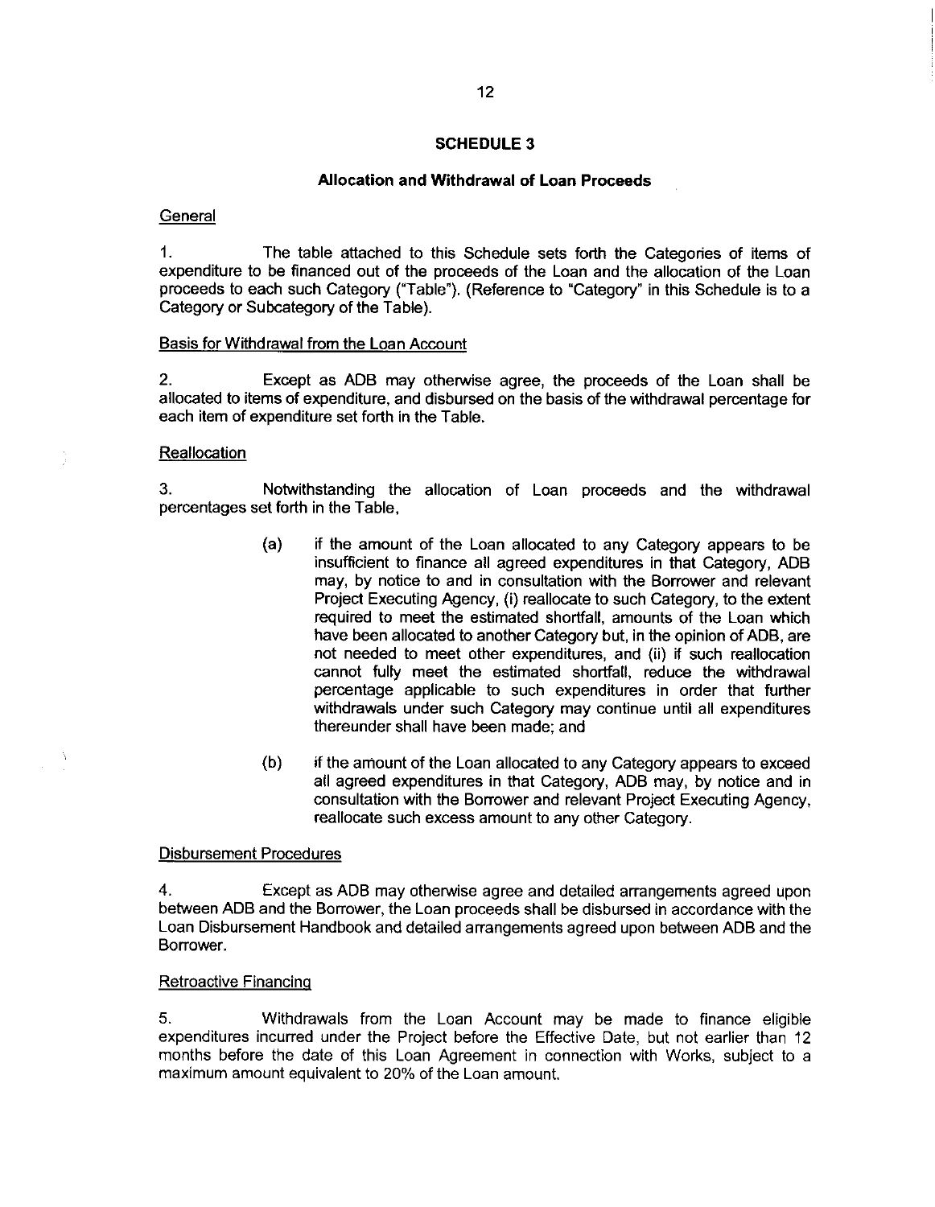## SCHEDULE 3

### Allocation and Withdrawal of Loan Proceeds

General

1. The table attached to this Schedule sets forth the Categories of items of expenditure to be financed out of the proceeds of the Loan and the allocation of the Loan proceeds to each such Category ("Table"). (Reference to "Category" in this Schedule is to a Category or Subcategory of the Table).

Basis for Withdrawal from the Loan Account

2. Except as ADB may otherwise agree, the proceeds of the Loan shall be allocated to items of expenditure, and disbursed on the basis of the withdrawal percentage for each item of expenditure set forth in the Table.

Reallocation

3. Notwithstanding the allocation of Loan proceeds and the withdrawal percentages set forth in the Table,

(a) if the amount of the Loan allocated to any Category appears to be insufficient to finance all agreed expenditures in that Category, ADB may, by notice to and in consultation with the Borrower and relevant Project Executing Agency, (i) reallocate to such Category, to the extent required to meet the estimated shortfall, amounts of the Loan which have been allocated to another Category but, in the opinion of ADB, are not needed to meet other expenditures, and (ii) if such reallocation cannot fully meet the estimated shortfall, reduce the withdrawal percentage applicable to such expenditures in order that further withdrawals under such Category may continue until all expenditures thereunder shall have been made; and

(b) if the amount of the Loan allocated to any Category appears to exceed all agreed expenditures in that Category, ADB may, by notice and in consultation with the Borrower and relevant Project Executing Agency, reallocate such excess amount to any other Category.

Disbursement Procedures

4. Except as ADB may otherwise agree and detailed arrangements agreed upon between ADB and the Borrower, the Loan proceeds shall be disbursed in accordance with the Loan Disbursement Handbook and detailed arrangements agreed upon between ADB and the Borrower.

Retroactive Financing

5. Withdrawals from the Loan Account may be made to finance eligible expenditures incurred under the Project before the Effective Date, but not earlier than 12 months before the date of this Loan Agreement in connection with Works, subject to a maximum amount equivalent to 20% of the Loan amount.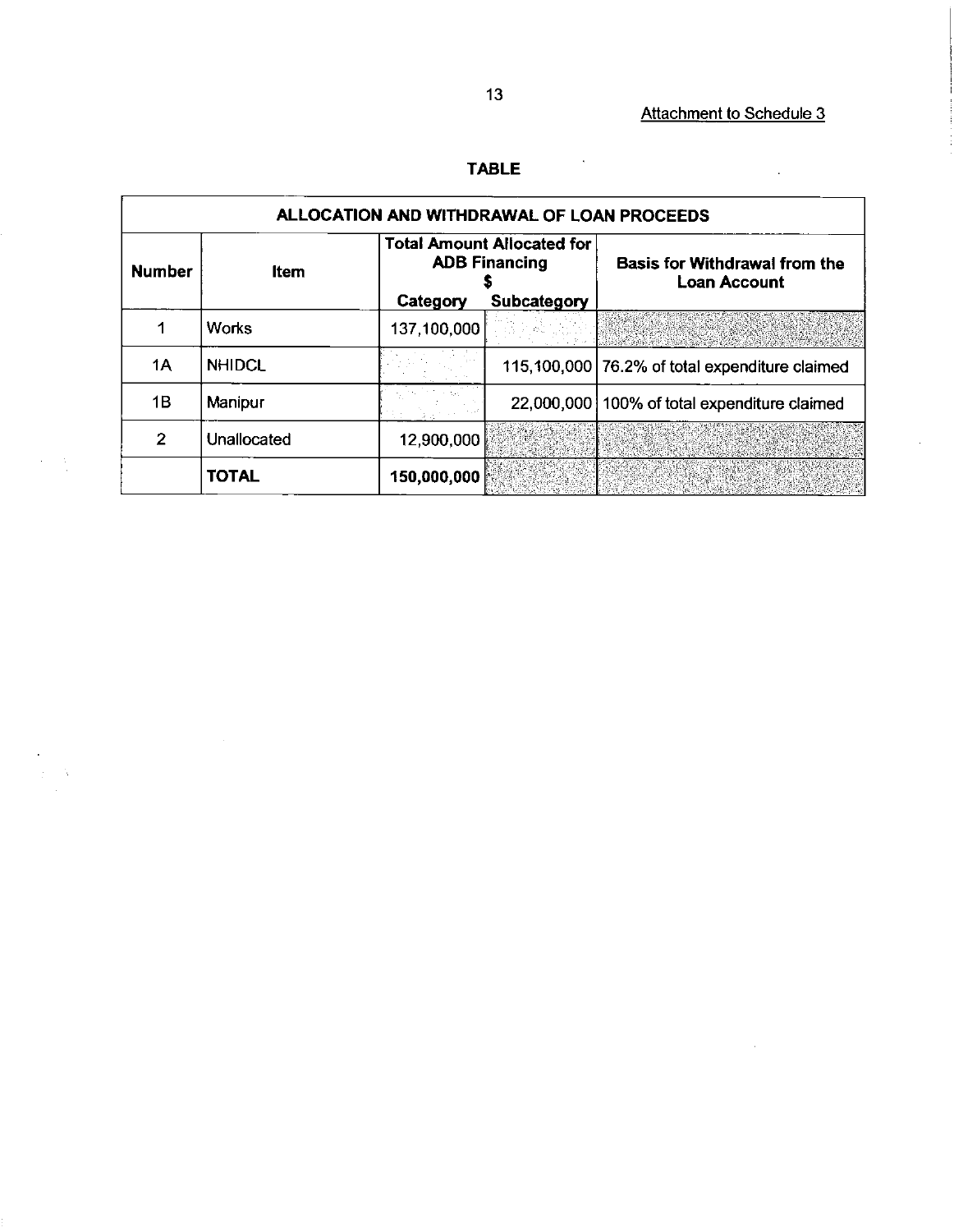Attachment to Schedule 3

**TABLE**

| ALLOCATION AND WITHDRAWAL OF LOAN PROCEEDS | | | | |
|---|---|---|---|---|
| **Number** | **Item** | **Total Amount Allocated for ADB Financing $** | | **Basis for Withdrawal from the Loan Account** |
| | | **Category** | **Subcategory** | |
| 1 | Works | 137,100,000 | | |
| 1A | NHIDCL | | 115,100,000 | 76.2% of total expenditure claimed |
| 1B | Manipur | | 22,000,000 | 100% of total expenditure claimed |
| 2 | Unallocated | 12,900,000 | | |
| | **TOTAL** | **150,000,000** | | |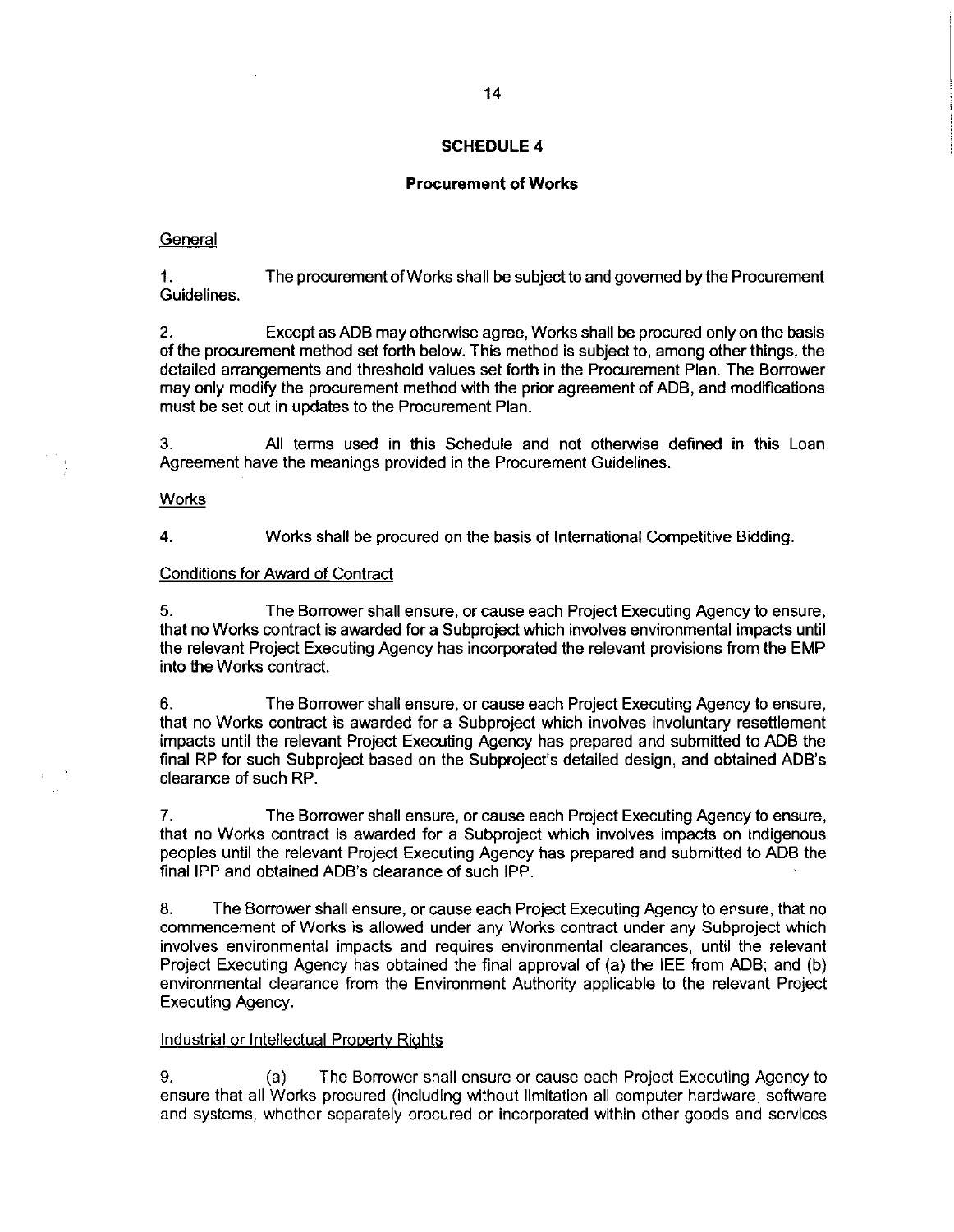## SCHEDULE 4

### Procurement of Works

General

1. The procurement of Works shall be subject to and governed by the Procurement Guidelines.

2. Except as ADB may otherwise agree, Works shall be procured only on the basis of the procurement method set forth below. This method is subject to, among other things, the detailed arrangements and threshold values set forth in the Procurement Plan. The Borrower may only modify the procurement method with the prior agreement of ADB, and modifications must be set out in updates to the Procurement Plan.

3. All terms used in this Schedule and not otherwise defined in this Loan Agreement have the meanings provided in the Procurement Guidelines.

Works

4. Works shall be procured on the basis of International Competitive Bidding.

Conditions for Award of Contract

5. The Borrower shall ensure, or cause each Project Executing Agency to ensure, that no Works contract is awarded for a Subproject which involves environmental impacts until the relevant Project Executing Agency has incorporated the relevant provisions from the EMP into the Works contract.

6. The Borrower shall ensure, or cause each Project Executing Agency to ensure, that no Works contract is awarded for a Subproject which involves involuntary resettlement impacts until the relevant Project Executing Agency has prepared and submitted to ADB the final RP for such Subproject based on the Subproject's detailed design, and obtained ADB's clearance of such RP.

7. The Borrower shall ensure, or cause each Project Executing Agency to ensure, that no Works contract is awarded for a Subproject which involves impacts on indigenous peoples until the relevant Project Executing Agency has prepared and submitted to ADB the final IPP and obtained ADB's clearance of such IPP.

8. The Borrower shall ensure, or cause each Project Executing Agency to ensure, that no commencement of Works is allowed under any Works contract under any Subproject which involves environmental impacts and requires environmental clearances, until the relevant Project Executing Agency has obtained the final approval of (a) the IEE from ADB; and (b) environmental clearance from the Environment Authority applicable to the relevant Project Executing Agency.

Industrial or Intellectual Property Rights

9. (a) The Borrower shall ensure or cause each Project Executing Agency to ensure that all Works procured (including without limitation all computer hardware, software and systems, whether separately procured or incorporated within other goods and services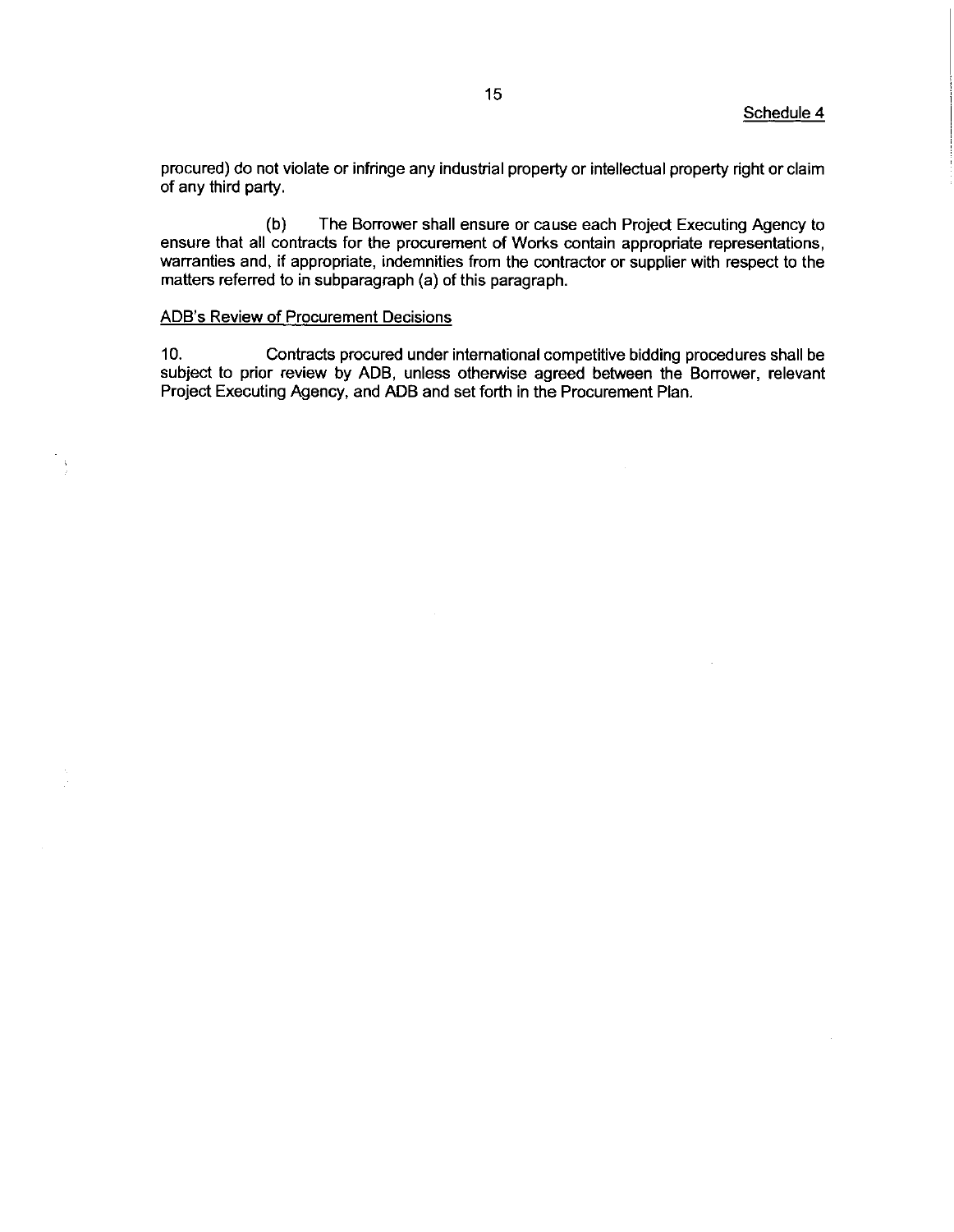procured) do not violate or infringe any industrial property or intellectual property right or claim of any third party.

(b) The Borrower shall ensure or cause each Project Executing Agency to ensure that all contracts for the procurement of Works contain appropriate representations, warranties and, if appropriate, indemnities from the contractor or supplier with respect to the matters referred to in subparagraph (a) of this paragraph.

ADB's Review of Procurement Decisions

10. Contracts procured under international competitive bidding procedures shall be subject to prior review by ADB, unless otherwise agreed between the Borrower, relevant Project Executing Agency, and ADB and set forth in the Procurement Plan.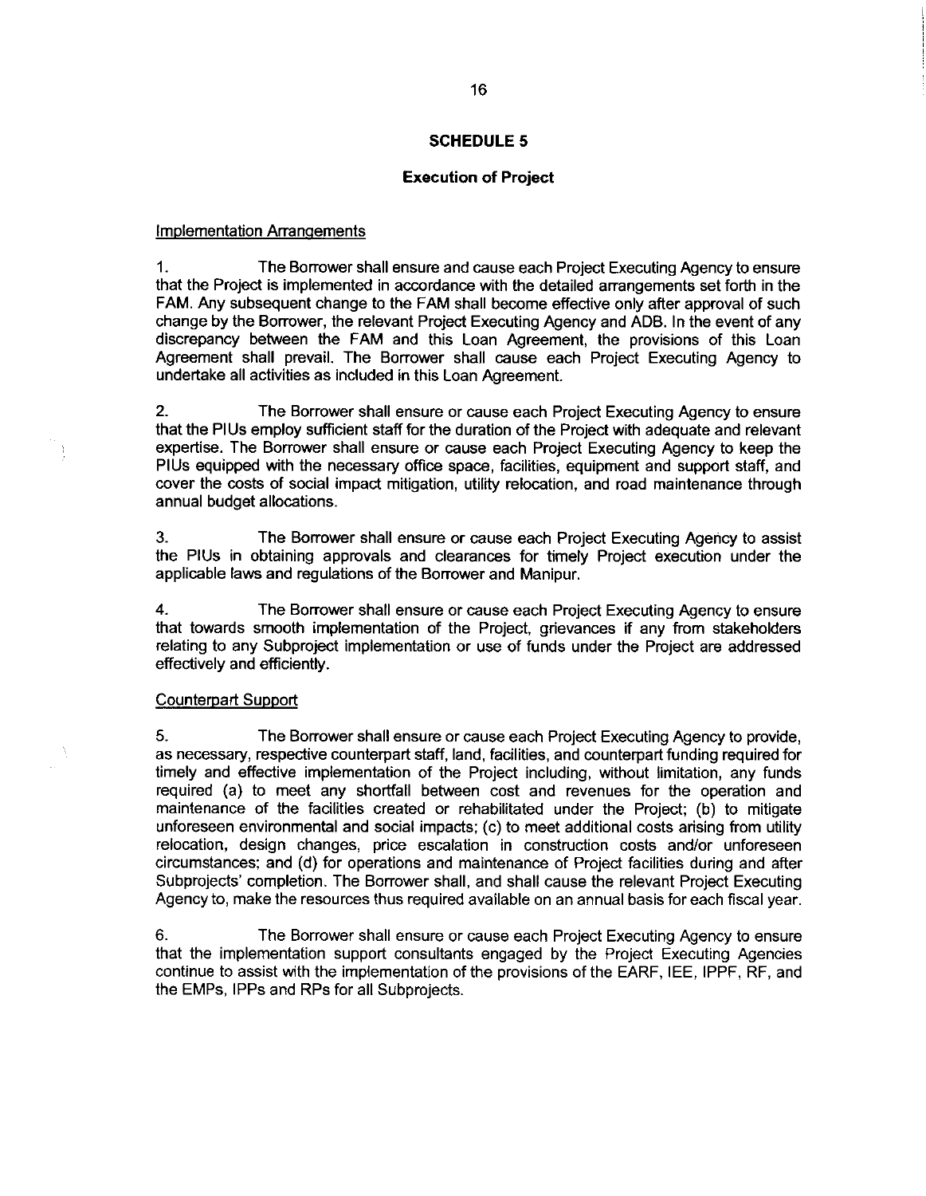## SCHEDULE 5

### Execution of Project

Implementation Arrangements

1. The Borrower shall ensure and cause each Project Executing Agency to ensure that the Project is implemented in accordance with the detailed arrangements set forth in the FAM. Any subsequent change to the FAM shall become effective only after approval of such change by the Borrower, the relevant Project Executing Agency and ADB. In the event of any discrepancy between the FAM and this Loan Agreement, the provisions of this Loan Agreement shall prevail. The Borrower shall cause each Project Executing Agency to undertake all activities as included in this Loan Agreement.

2. The Borrower shall ensure or cause each Project Executing Agency to ensure that the PIUs employ sufficient staff for the duration of the Project with adequate and relevant expertise. The Borrower shall ensure or cause each Project Executing Agency to keep the PIUs equipped with the necessary office space, facilities, equipment and support staff, and cover the costs of social impact mitigation, utility relocation, and road maintenance through annual budget allocations.

3. The Borrower shall ensure or cause each Project Executing Agency to assist the PIUs in obtaining approvals and clearances for timely Project execution under the applicable laws and regulations of the Borrower and Manipur.

4. The Borrower shall ensure or cause each Project Executing Agency to ensure that towards smooth implementation of the Project, grievances if any from stakeholders relating to any Subproject implementation or use of funds under the Project are addressed effectively and efficiently.

Counterpart Support

5. The Borrower shall ensure or cause each Project Executing Agency to provide, as necessary, respective counterpart staff, land, facilities, and counterpart funding required for timely and effective implementation of the Project including, without limitation, any funds required (a) to meet any shortfall between cost and revenues for the operation and maintenance of the facilities created or rehabilitated under the Project; (b) to mitigate unforeseen environmental and social impacts; (c) to meet additional costs arising from utility relocation, design changes, price escalation in construction costs and/or unforeseen circumstances; and (d) for operations and maintenance of Project facilities during and after Subprojects' completion. The Borrower shall, and shall cause the relevant Project Executing Agency to, make the resources thus required available on an annual basis for each fiscal year.

6. The Borrower shall ensure or cause each Project Executing Agency to ensure that the implementation support consultants engaged by the Project Executing Agencies continue to assist with the implementation of the provisions of the EARF, IEE, IPPF, RF, and the EMPs, IPPs and RPs for all Subprojects.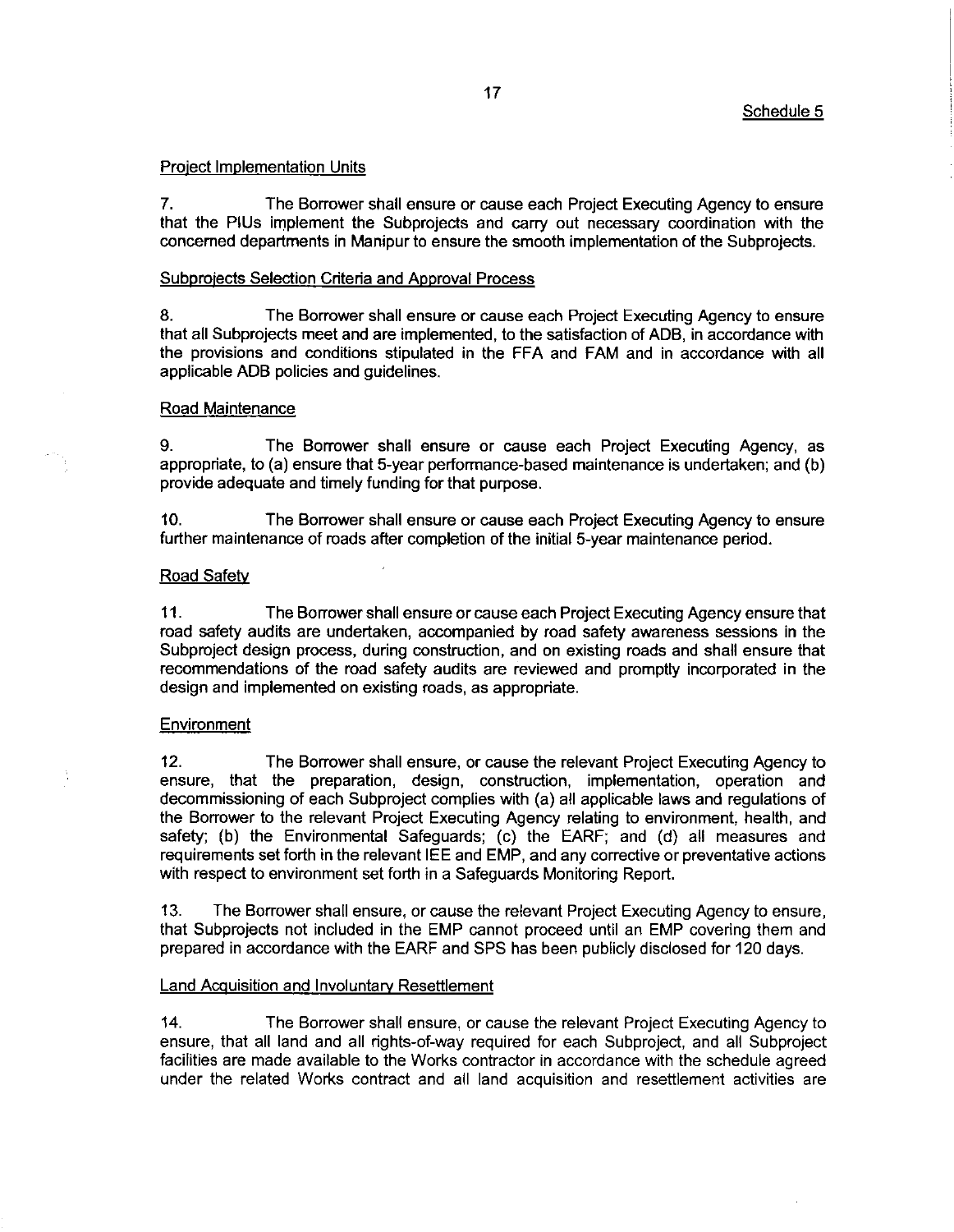Schedule 5

Project Implementation Units

7. The Borrower shall ensure or cause each Project Executing Agency to ensure that the PIUs implement the Subprojects and carry out necessary coordination with the concerned departments in Manipur to ensure the smooth implementation of the Subprojects.

Subprojects Selection Criteria and Approval Process

8. The Borrower shall ensure or cause each Project Executing Agency to ensure that all Subprojects meet and are implemented, to the satisfaction of ADB, in accordance with the provisions and conditions stipulated in the FFA and FAM and in accordance with all applicable ADB policies and guidelines.

Road Maintenance

9. The Borrower shall ensure or cause each Project Executing Agency, as appropriate, to (a) ensure that 5-year performance-based maintenance is undertaken; and (b) provide adequate and timely funding for that purpose.

10. The Borrower shall ensure or cause each Project Executing Agency to ensure further maintenance of roads after completion of the initial 5-year maintenance period.

Road Safety

11. The Borrower shall ensure or cause each Project Executing Agency ensure that road safety audits are undertaken, accompanied by road safety awareness sessions in the Subproject design process, during construction, and on existing roads and shall ensure that recommendations of the road safety audits are reviewed and promptly incorporated in the design and implemented on existing roads, as appropriate.

Environment

12. The Borrower shall ensure, or cause the relevant Project Executing Agency to ensure, that the preparation, design, construction, implementation, operation and decommissioning of each Subproject complies with (a) all applicable laws and regulations of the Borrower to the relevant Project Executing Agency relating to environment, health, and safety; (b) the Environmental Safeguards; (c) the EARF; and (d) all measures and requirements set forth in the relevant IEE and EMP, and any corrective or preventative actions with respect to environment set forth in a Safeguards Monitoring Report.

13. The Borrower shall ensure, or cause the relevant Project Executing Agency to ensure, that Subprojects not included in the EMP cannot proceed until an EMP covering them and prepared in accordance with the EARF and SPS has been publicly disclosed for 120 days.

Land Acquisition and Involuntary Resettlement

14. The Borrower shall ensure, or cause the relevant Project Executing Agency to ensure, that all land and all rights-of-way required for each Subproject, and all Subproject facilities are made available to the Works contractor in accordance with the schedule agreed under the related Works contract and all land acquisition and resettlement activities are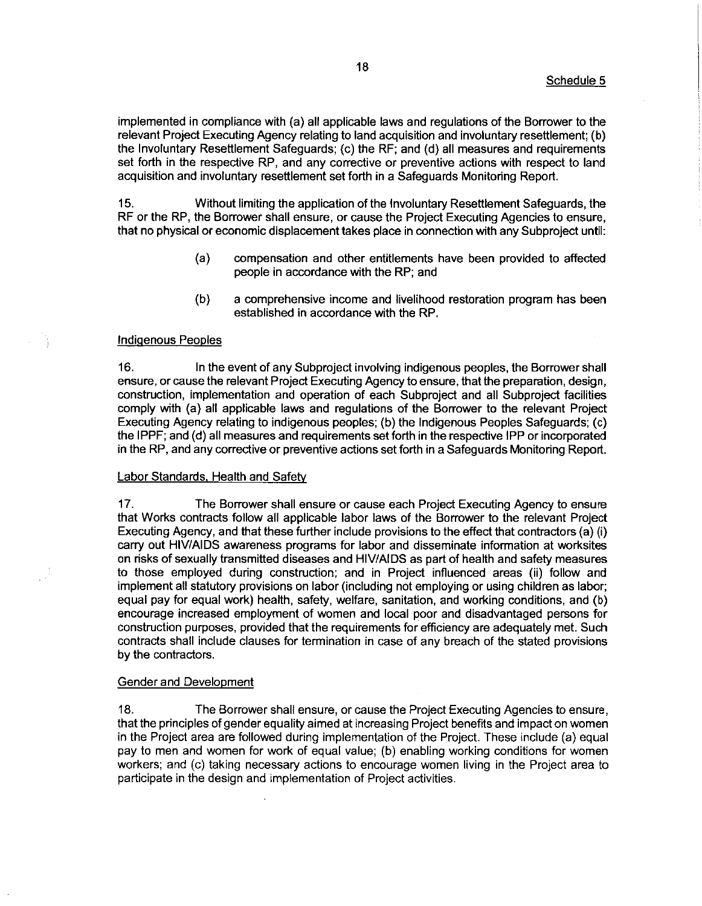implemented in compliance with (a) all applicable laws and regulations of the Borrower to the relevant Project Executing Agency relating to land acquisition and involuntary resettlement; (b) the Involuntary Resettlement Safeguards; (c) the RF; and (d) all measures and requirements set forth in the respective RP, and any corrective or preventive actions with respect to land acquisition and involuntary resettlement set forth in a Safeguards Monitoring Report.

15. Without limiting the application of the Involuntary Resettlement Safeguards, the RF or the RP, the Borrower shall ensure, or cause the Project Executing Agencies to ensure, that no physical or economic displacement takes place in connection with any Subproject until:

(a) compensation and other entitlements have been provided to affected people in accordance with the RP; and

(b) a comprehensive income and livelihood restoration program has been established in accordance with the RP.

Indigenous Peoples

16. In the event of any Subproject involving indigenous peoples, the Borrower shall ensure, or cause the relevant Project Executing Agency to ensure, that the preparation, design, construction, implementation and operation of each Subproject and all Subproject facilities comply with (a) all applicable laws and regulations of the Borrower to the relevant Project Executing Agency relating to indigenous peoples; (b) the Indigenous Peoples Safeguards; (c) the IPPF; and (d) all measures and requirements set forth in the respective IPP or incorporated in the RP, and any corrective or preventive actions set forth in a Safeguards Monitoring Report.

Labor Standards, Health and Safety

17. The Borrower shall ensure or cause each Project Executing Agency to ensure that Works contracts follow all applicable labor laws of the Borrower to the relevant Project Executing Agency, and that these further include provisions to the effect that contractors (a) (i) carry out HIV/AIDS awareness programs for labor and disseminate information at worksites on risks of sexually transmitted diseases and HIV/AIDS as part of health and safety measures to those employed during construction; and in Project influenced areas (ii) follow and implement all statutory provisions on labor (including not employing or using children as labor; equal pay for equal work) health, safety, welfare, sanitation, and working conditions, and (b) encourage increased employment of women and local poor and disadvantaged persons for construction purposes, provided that the requirements for efficiency are adequately met. Such contracts shall include clauses for termination in case of any breach of the stated provisions by the contractors.

Gender and Development

18. The Borrower shall ensure, or cause the Project Executing Agencies to ensure, that the principles of gender equality aimed at increasing Project benefits and impact on women in the Project area are followed during implementation of the Project. These include (a) equal pay to men and women for work of equal value; (b) enabling working conditions for women workers; and (c) taking necessary actions to encourage women living in the Project area to participate in the design and implementation of Project activities.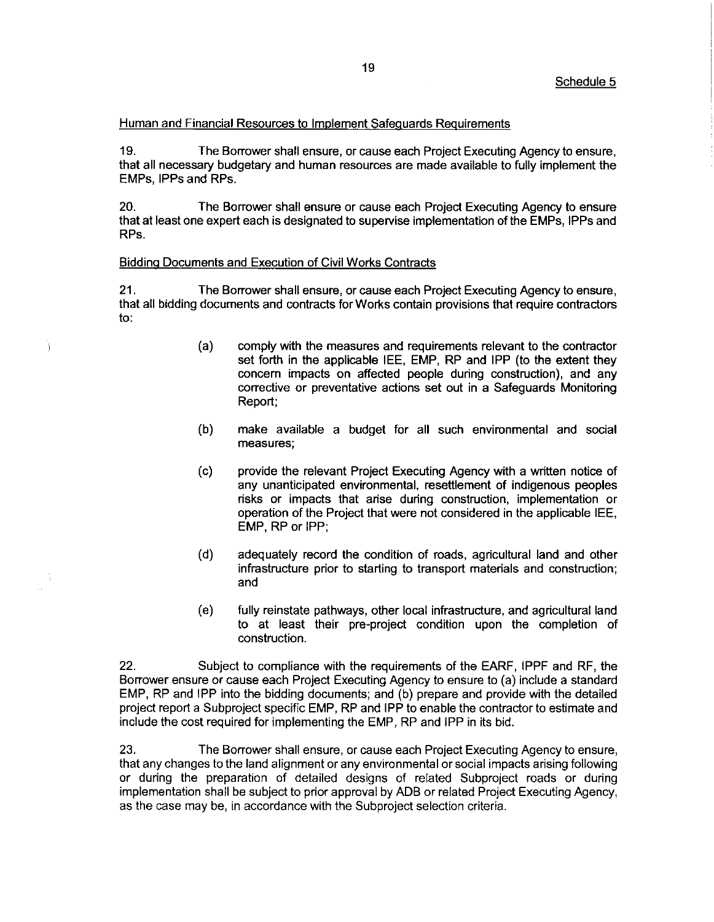Schedule 5

Human and Financial Resources to Implement Safeguards Requirements

19. The Borrower shall ensure, or cause each Project Executing Agency to ensure, that all necessary budgetary and human resources are made available to fully implement the EMPs, IPPs and RPs.

20. The Borrower shall ensure or cause each Project Executing Agency to ensure that at least one expert each is designated to supervise implementation of the EMPs, IPPs and RPs.

Bidding Documents and Execution of Civil Works Contracts

21. The Borrower shall ensure, or cause each Project Executing Agency to ensure, that all bidding documents and contracts for Works contain provisions that require contractors to:

(a) comply with the measures and requirements relevant to the contractor set forth in the applicable IEE, EMP, RP and IPP (to the extent they concern impacts on affected people during construction), and any corrective or preventative actions set out in a Safeguards Monitoring Report;

(b) make available a budget for all such environmental and social measures;

(c) provide the relevant Project Executing Agency with a written notice of any unanticipated environmental, resettlement of indigenous peoples risks or impacts that arise during construction, implementation or operation of the Project that were not considered in the applicable IEE, EMP, RP or IPP;

(d) adequately record the condition of roads, agricultural land and other infrastructure prior to starting to transport materials and construction; and

(e) fully reinstate pathways, other local infrastructure, and agricultural land to at least their pre-project condition upon the completion of construction.

22. Subject to compliance with the requirements of the EARF, IPPF and RF, the Borrower ensure or cause each Project Executing Agency to ensure to (a) include a standard EMP, RP and IPP into the bidding documents; and (b) prepare and provide with the detailed project report a Subproject specific EMP, RP and IPP to enable the contractor to estimate and include the cost required for implementing the EMP, RP and IPP in its bid.

23. The Borrower shall ensure, or cause each Project Executing Agency to ensure, that any changes to the land alignment or any environmental or social impacts arising following or during the preparation of detailed designs of related Subproject roads or during implementation shall be subject to prior approval by ADB or related Project Executing Agency, as the case may be, in accordance with the Subproject selection criteria.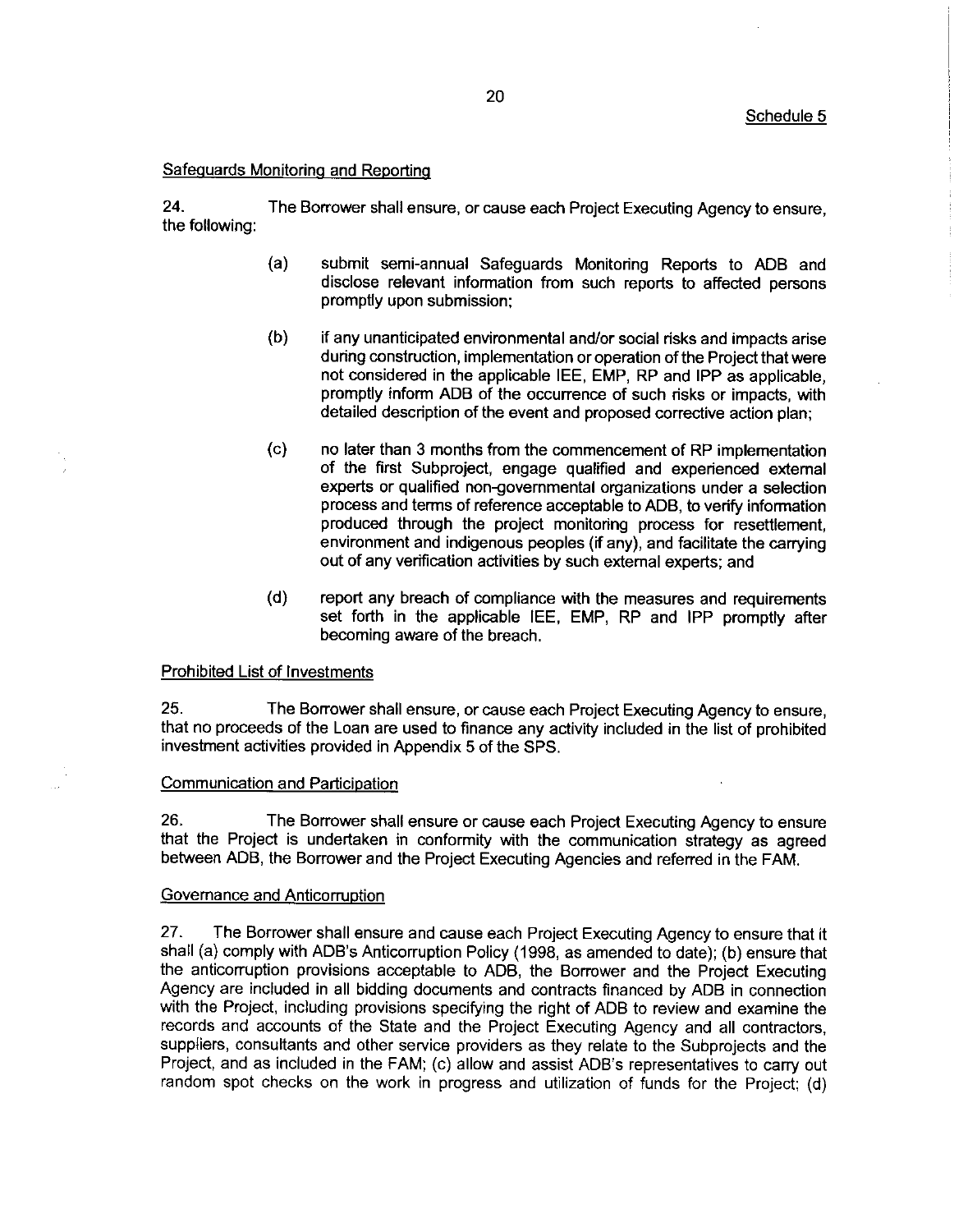Schedule 5

Safeguards Monitoring and Reporting

24. The Borrower shall ensure, or cause each Project Executing Agency to ensure, the following:

(a) submit semi-annual Safeguards Monitoring Reports to ADB and disclose relevant information from such reports to affected persons promptly upon submission;

(b) if any unanticipated environmental and/or social risks and impacts arise during construction, implementation or operation of the Project that were not considered in the applicable IEE, EMP, RP and IPP as applicable, promptly inform ADB of the occurrence of such risks or impacts, with detailed description of the event and proposed corrective action plan;

(c) no later than 3 months from the commencement of RP implementation of the first Subproject, engage qualified and experienced external experts or qualified non-governmental organizations under a selection process and terms of reference acceptable to ADB, to verify information produced through the project monitoring process for resettlement, environment and indigenous peoples (if any), and facilitate the carrying out of any verification activities by such external experts; and

(d) report any breach of compliance with the measures and requirements set forth in the applicable IEE, EMP, RP and IPP promptly after becoming aware of the breach.

Prohibited List of Investments

25. The Borrower shall ensure, or cause each Project Executing Agency to ensure, that no proceeds of the Loan are used to finance any activity included in the list of prohibited investment activities provided in Appendix 5 of the SPS.

Communication and Participation

26. The Borrower shall ensure or cause each Project Executing Agency to ensure that the Project is undertaken in conformity with the communication strategy as agreed between ADB, the Borrower and the Project Executing Agencies and referred in the FAM.

Governance and Anticorruption

27. The Borrower shall ensure and cause each Project Executing Agency to ensure that it shall (a) comply with ADB's Anticorruption Policy (1998, as amended to date); (b) ensure that the anticorruption provisions acceptable to ADB, the Borrower and the Project Executing Agency are included in all bidding documents and contracts financed by ADB in connection with the Project, including provisions specifying the right of ADB to review and examine the records and accounts of the State and the Project Executing Agency and all contractors, suppliers, consultants and other service providers as they relate to the Subprojects and the Project, and as included in the FAM; (c) allow and assist ADB's representatives to carry out random spot checks on the work in progress and utilization of funds for the Project; (d)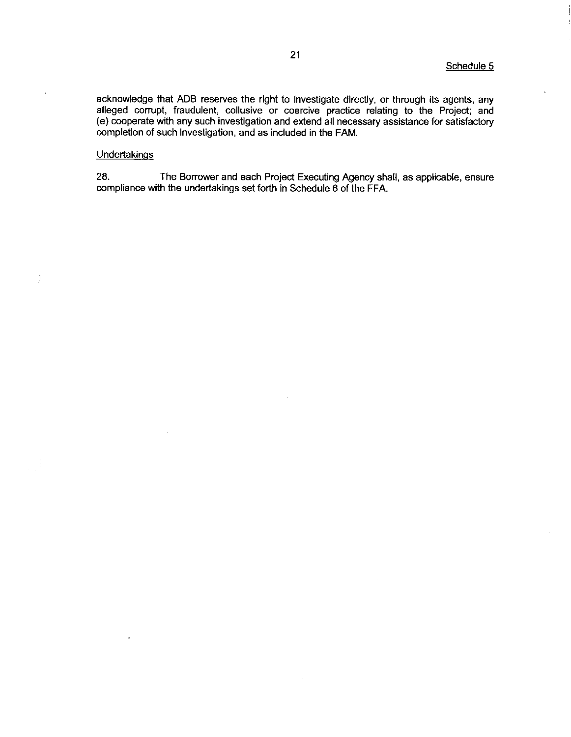acknowledge that ADB reserves the right to investigate directly, or through its agents, any alleged corrupt, fraudulent, collusive or coercive practice relating to the Project; and (e) cooperate with any such investigation and extend all necessary assistance for satisfactory completion of such investigation, and as included in the FAM.

Undertakings

28. The Borrower and each Project Executing Agency shall, as applicable, ensure compliance with the undertakings set forth in Schedule 6 of the FFA.